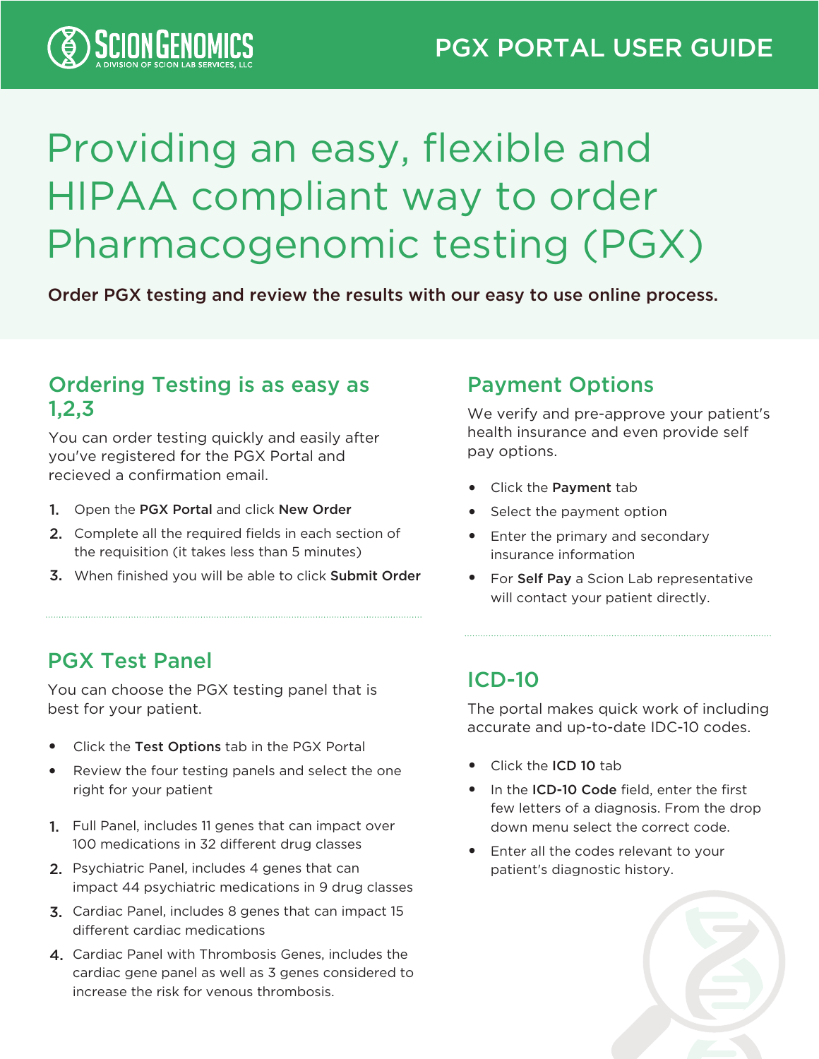ScionGenomics
A DIVISION OF SCION LAB SERVICES, LLC

# PGX PORTAL USER GUIDE

# Providing an easy, flexible and HIPAA compliant way to order Pharmacogenomic testing (PGX)

**Order PGX testing and review the results with our easy to use online process.**

## Ordering Testing is as easy as 1,2,3

You can order testing quickly and easily after you've registered for the PGX Portal and recieved a confirmation email.

1. Open the **PGX Portal** and click **New Order**
2. Complete all the required fields in each section of the requisition (it takes less than 5 minutes)
3. When finished you will be able to click **Submit Order**

## PGX Test Panel

You can choose the PGX testing panel that is best for your patient.

- Click the **Test Options** tab in the PGX Portal
- Review the four testing panels and select the one right for your patient

1. Full Panel, includes 11 genes that can impact over 100 medications in 32 different drug classes
2. Psychiatric Panel, includes 4 genes that can impact 44 psychiatric medications in 9 drug classes
3. Cardiac Panel, includes 8 genes that can impact 15 different cardiac medications
4. Cardiac Panel with Thrombosis Genes, includes the cardiac gene panel as well as 3 genes considered to increase the risk for venous thrombosis.

## Payment Options

We verify and pre-approve your patient's health insurance and even provide self pay options.

- Click the **Payment** tab
- Select the payment option
- Enter the primary and secondary insurance information
- For **Self Pay** a Scion Lab representative will contact your patient directly.

## ICD-10

The portal makes quick work of including accurate and up-to-date IDC-10 codes.

- Click the **ICD 10** tab
- In the **ICD-10 Code** field, enter the first few letters of a diagnosis. From the drop down menu select the correct code.
- Enter all the codes relevant to your patient's diagnostic history.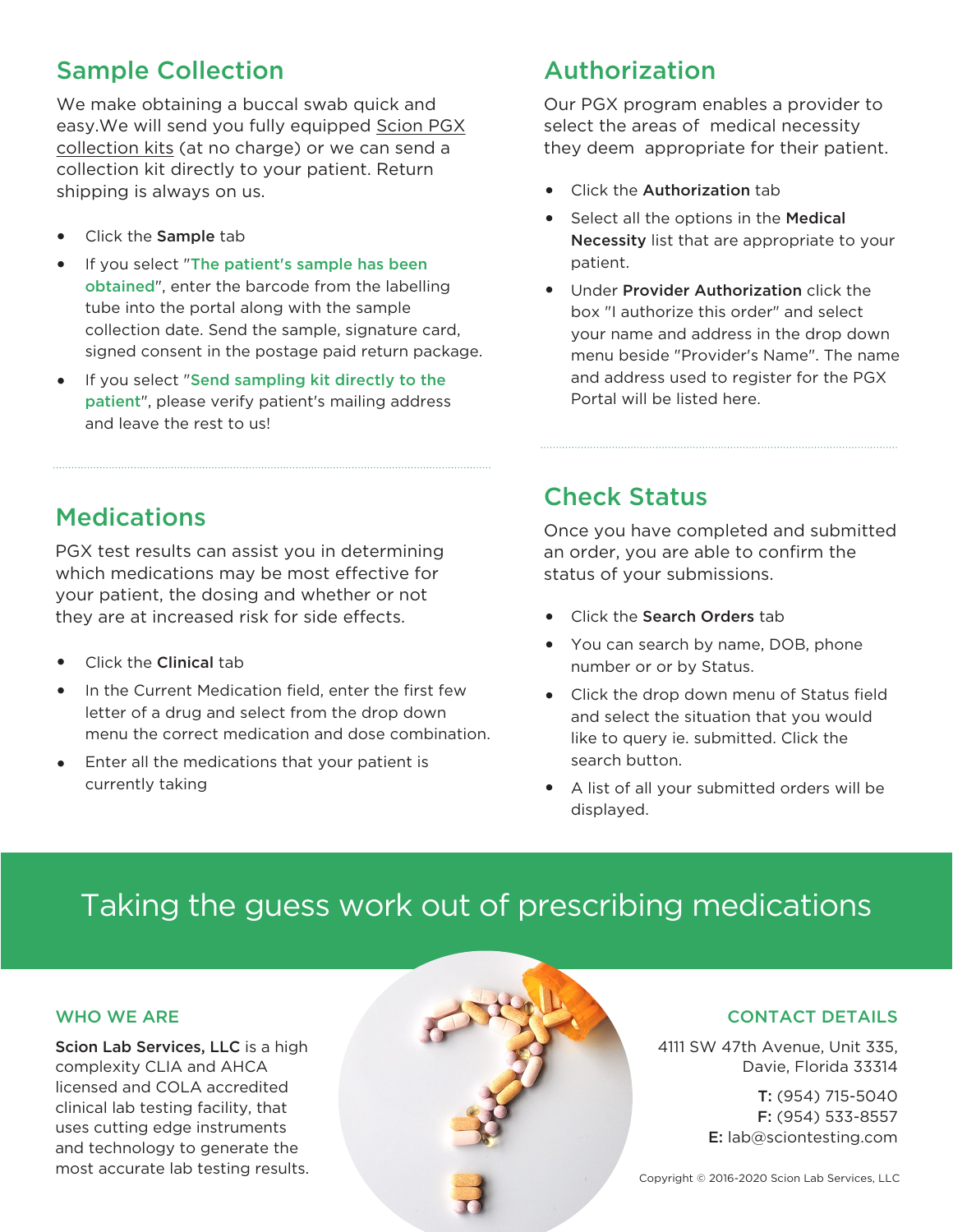## Sample Collection

We make obtaining a buccal swab quick and easy.We will send you fully equipped Scion PGX collection kits (at no charge) or we can send a collection kit directly to your patient. Return shipping is always on us.

- Click the **Sample** tab
- If you select "**The patient's sample has been obtained**", enter the barcode from the labelling tube into the portal along with the sample collection date. Send the sample, signature card, signed consent in the postage paid return package.
- If you select "**Send sampling kit directly to the patient**", please verify patient's mailing address and leave the rest to us!

## Medications

PGX test results can assist you in determining which medications may be most effective for your patient, the dosing and whether or not they are at increased risk for side effects.

- Click the **Clinical** tab
- In the Current Medication field, enter the first few letter of a drug and select from the drop down menu the correct medication and dose combination.
- Enter all the medications that your patient is currently taking

## Authorization

Our PGX program enables a provider to select the areas of medical necessity they deem appropriate for their patient.

- Click the **Authorization** tab
- Select all the options in the **Medical Necessity** list that are appropriate to your patient.
- Under **Provider Authorization** click the box "I authorize this order" and select your name and address in the drop down menu beside "Provider's Name". The name and address used to register for the PGX Portal will be listed here.

## Check Status

Once you have completed and submitted an order, you are able to confirm the status of your submissions.

- Click the **Search Orders** tab
- You can search by name, DOB, phone number or or by Status.
- Click the drop down menu of Status field and select the situation that you would like to query ie. submitted. Click the search button.
- A list of all your submitted orders will be displayed.

# Taking the guess work out of prescribing medications

### WHO WE ARE

**Scion Lab Services, LLC** is a high complexity CLIA and AHCA licensed and COLA accredited clinical lab testing facility, that uses cutting edge instruments and technology to generate the most accurate lab testing results.

### CONTACT DETAILS

4111 SW 47th Avenue, Unit 335,
Davie, Florida 33314

**T:** (954) 715-5040
**F:** (954) 533-8557
**E:** lab@sciontesting.com

Copyright © 2016-2020 Scion Lab Services, LLC